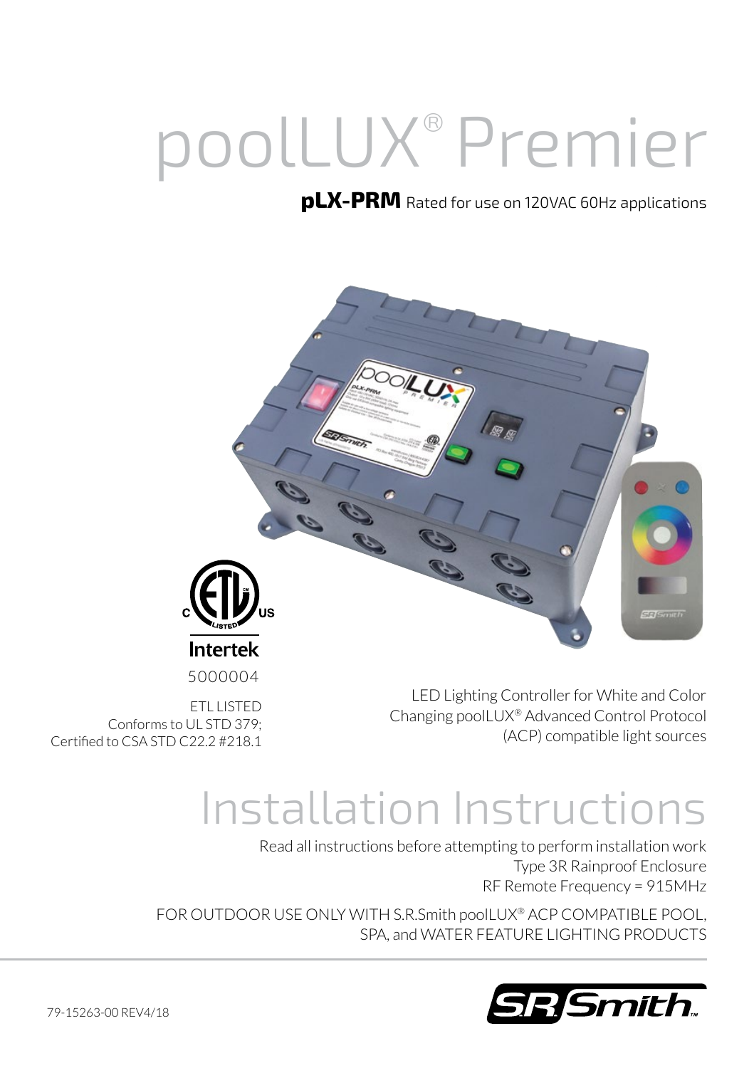# poolLUX® Premier

**pLX-PRM** Rated for use on 120VAC 60Hz applications

Intertek
5000004

ETL LISTED
Conforms to UL STD 379;
Certified to CSA STD C22.2 #218.1

LED Lighting Controller for White and Color Changing poolLUX® Advanced Control Protocol (ACP) compatible light sources

# Installation Instructions

Read all instructions before attempting to perform installation work
Type 3R Rainproof Enclosure
RF Remote Frequency = 915MHz

FOR OUTDOOR USE ONLY WITH S.R.Smith poolLUX® ACP COMPATIBLE POOL, SPA, and WATER FEATURE LIGHTING PRODUCTS

79-15263-00 REV4/18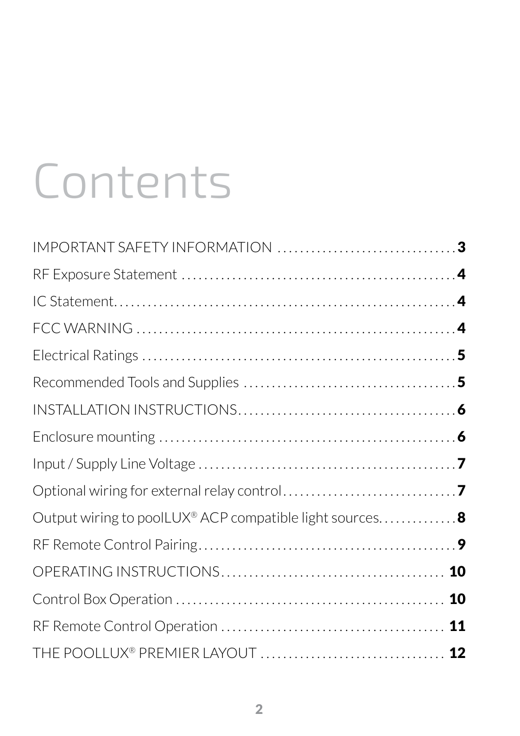# Contents

IMPORTANT SAFETY INFORMATION ................................ **3**

RF Exposure Statement ................................................ **4**

IC Statement............................................................ **4**

FCC WARNING ........................................................... **4**

Electrical Ratings ........................................................ **5**

Recommended Tools and Supplies ...................................... **5**

INSTALLATION INSTRUCTIONS........................................ **6**

Enclosure mounting ...................................................... **6**

Input / Supply Line Voltage .............................................. **7**

Optional wiring for external relay control................................ **7**

Output wiring to poolLUX® ACP compatible light sources............. **8**

RF Remote Control Pairing................................................ **9**

OPERATING INSTRUCTIONS........................................ **10**

Control Box Operation ................................................ **10**

RF Remote Control Operation ........................................ **11**

THE POOLLUX® PREMIER LAYOUT ................................. **12**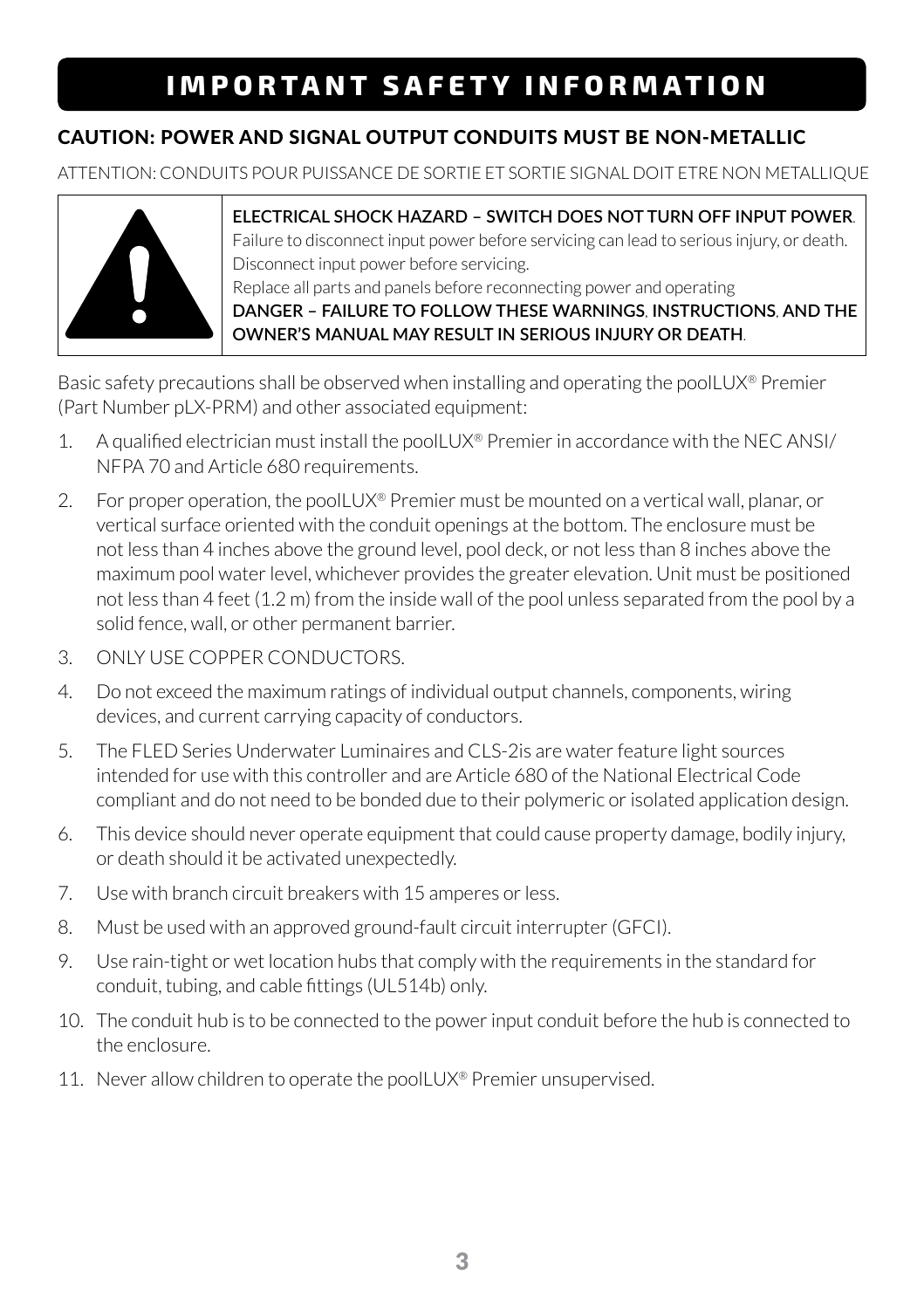# IMPORTANT SAFETY INFORMATION

## CAUTION: POWER AND SIGNAL OUTPUT CONDUITS MUST BE NON-METALLIC

ATTENTION: CONDUITS POUR PUISSANCE DE SORTIE ET SORTIE SIGNAL DOIT ETRE NON METALLIQUE

**ELECTRICAL SHOCK HAZARD – SWITCH DOES NOT TURN OFF INPUT POWER**.
Failure to disconnect input power before servicing can lead to serious injury, or death.
Disconnect input power before servicing.
Replace all parts and panels before reconnecting power and operating
**DANGER – FAILURE TO FOLLOW THESE WARNINGS**, **INSTRUCTIONS**, **AND THE OWNER'S MANUAL MAY RESULT IN SERIOUS INJURY OR DEATH**.

Basic safety precautions shall be observed when installing and operating the poolLUX® Premier (Part Number pLX-PRM) and other associated equipment:

1. A qualified electrician must install the poolLUX® Premier in accordance with the NEC ANSI/ NFPA 70 and Article 680 requirements.
2. For proper operation, the poolLUX® Premier must be mounted on a vertical wall, planar, or vertical surface oriented with the conduit openings at the bottom. The enclosure must be not less than 4 inches above the ground level, pool deck, or not less than 8 inches above the maximum pool water level, whichever provides the greater elevation. Unit must be positioned not less than 4 feet (1.2 m) from the inside wall of the pool unless separated from the pool by a solid fence, wall, or other permanent barrier.
3. ONLY USE COPPER CONDUCTORS.
4. Do not exceed the maximum ratings of individual output channels, components, wiring devices, and current carrying capacity of conductors.
5. The FLED Series Underwater Luminaires and CLS-2is are water feature light sources intended for use with this controller and are Article 680 of the National Electrical Code compliant and do not need to be bonded due to their polymeric or isolated application design.
6. This device should never operate equipment that could cause property damage, bodily injury, or death should it be activated unexpectedly.
7. Use with branch circuit breakers with 15 amperes or less.
8. Must be used with an approved ground-fault circuit interrupter (GFCI).
9. Use rain-tight or wet location hubs that comply with the requirements in the standard for conduit, tubing, and cable fittings (UL514b) only.
10. The conduit hub is to be connected to the power input conduit before the hub is connected to the enclosure.
11. Never allow children to operate the poolLUX® Premier unsupervised.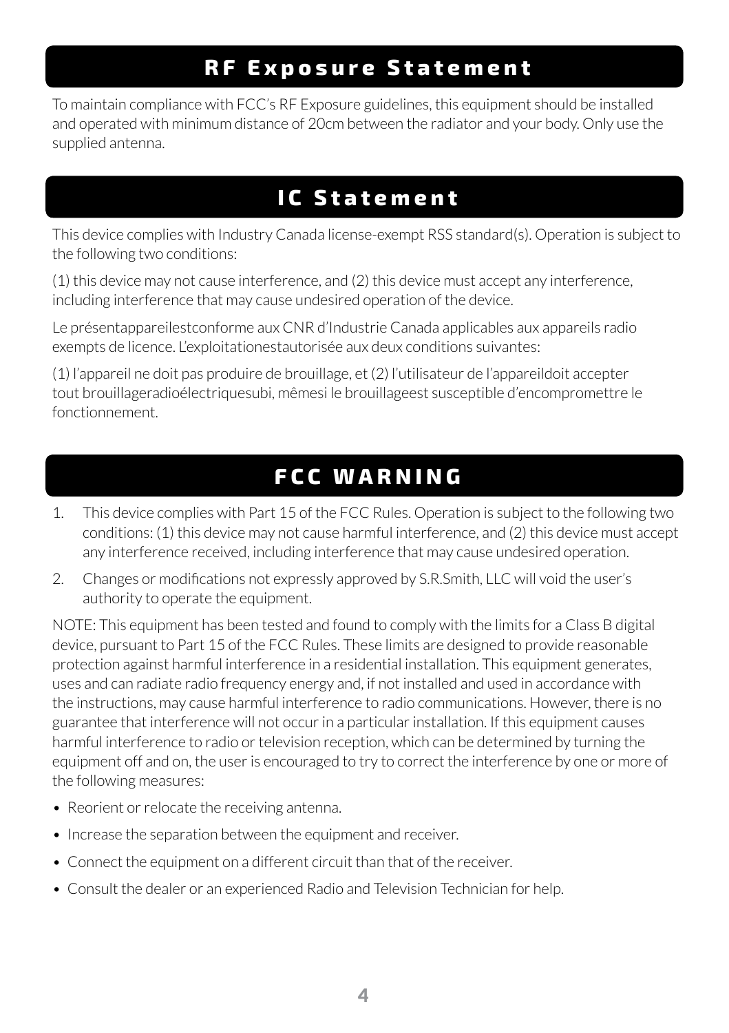## RF Exposure Statement

To maintain compliance with FCC's RF Exposure guidelines, this equipment should be installed and operated with minimum distance of 20cm between the radiator and your body. Only use the supplied antenna.

## IC Statement

This device complies with Industry Canada license-exempt RSS standard(s). Operation is subject to the following two conditions:

(1) this device may not cause interference, and (2) this device must accept any interference, including interference that may cause undesired operation of the device.

Le présentappareilestconforme aux CNR d'Industrie Canada applicables aux appareils radio exempts de licence. L'exploitationestautorisée aux deux conditions suivantes:

(1) l'appareil ne doit pas produire de brouillage, et (2) l'utilisateur de l'appareildoit accepter tout brouillageradioélectriquesubi, mêmesi le brouillageest susceptible d'encompromettre le fonctionnement.

## FCC WARNING

1. This device complies with Part 15 of the FCC Rules. Operation is subject to the following two conditions: (1) this device may not cause harmful interference, and (2) this device must accept any interference received, including interference that may cause undesired operation.
2. Changes or modifications not expressly approved by S.R.Smith, LLC will void the user's authority to operate the equipment.

NOTE: This equipment has been tested and found to comply with the limits for a Class B digital device, pursuant to Part 15 of the FCC Rules. These limits are designed to provide reasonable protection against harmful interference in a residential installation. This equipment generates, uses and can radiate radio frequency energy and, if not installed and used in accordance with the instructions, may cause harmful interference to radio communications. However, there is no guarantee that interference will not occur in a particular installation. If this equipment causes harmful interference to radio or television reception, which can be determined by turning the equipment off and on, the user is encouraged to try to correct the interference by one or more of the following measures:

- Reorient or relocate the receiving antenna.
- Increase the separation between the equipment and receiver.
- Connect the equipment on a different circuit than that of the receiver.
- Consult the dealer or an experienced Radio and Television Technician for help.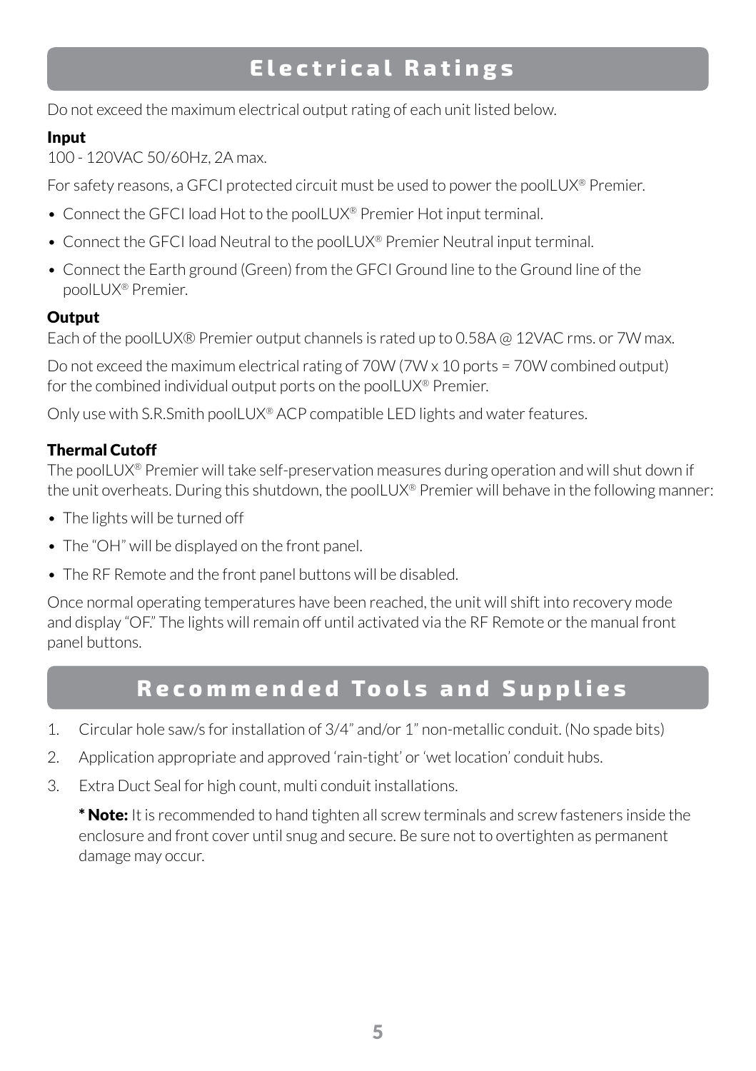## Electrical Ratings

Do not exceed the maximum electrical output rating of each unit listed below.

### Input

100 - 120VAC 50/60Hz, 2A max.

For safety reasons, a GFCI protected circuit must be used to power the poolLUX® Premier.

- Connect the GFCI load Hot to the poolLUX® Premier Hot input terminal.
- Connect the GFCI load Neutral to the poolLUX® Premier Neutral input terminal.
- Connect the Earth ground (Green) from the GFCI Ground line to the Ground line of the poolLUX® Premier.

### Output

Each of the poolLUX® Premier output channels is rated up to 0.58A @ 12VAC rms. or 7W max.

Do not exceed the maximum electrical rating of 70W (7W x 10 ports = 70W combined output) for the combined individual output ports on the poolLUX® Premier.

Only use with S.R.Smith poolLUX® ACP compatible LED lights and water features.

### Thermal Cutoff

The poolLUX® Premier will take self-preservation measures during operation and will shut down if the unit overheats. During this shutdown, the poolLUX® Premier will behave in the following manner:

- The lights will be turned off
- The "OH" will be displayed on the front panel.
- The RF Remote and the front panel buttons will be disabled.

Once normal operating temperatures have been reached, the unit will shift into recovery mode and display "OF." The lights will remain off until activated via the RF Remote or the manual front panel buttons.

## Recommended Tools and Supplies

1. Circular hole saw/s for installation of 3/4" and/or 1" non-metallic conduit. (No spade bits)
2. Application appropriate and approved 'rain-tight' or 'wet location' conduit hubs.
3. Extra Duct Seal for high count, multi conduit installations.

   **\* Note:** It is recommended to hand tighten all screw terminals and screw fasteners inside the enclosure and front cover until snug and secure. Be sure not to overtighten as permanent damage may occur.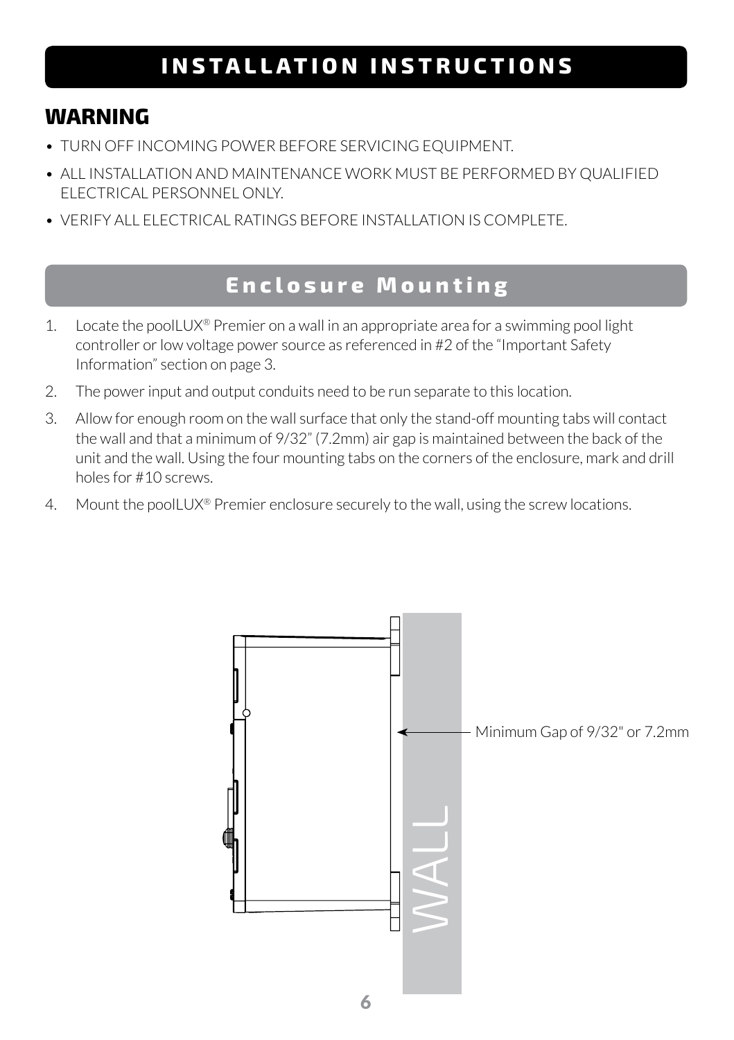# INSTALLATION INSTRUCTIONS

## WARNING

- TURN OFF INCOMING POWER BEFORE SERVICING EQUIPMENT.
- ALL INSTALLATION AND MAINTENANCE WORK MUST BE PERFORMED BY QUALIFIED ELECTRICAL PERSONNEL ONLY.
- VERIFY ALL ELECTRICAL RATINGS BEFORE INSTALLATION IS COMPLETE.

## Enclosure Mounting

1. Locate the poolLUX® Premier on a wall in an appropriate area for a swimming pool light controller or low voltage power source as referenced in #2 of the "Important Safety Information" section on page 3.
2. The power input and output conduits need to be run separate to this location.
3. Allow for enough room on the wall surface that only the stand-off mounting tabs will contact the wall and that a minimum of 9/32" (7.2mm) air gap is maintained between the back of the unit and the wall. Using the four mounting tabs on the corners of the enclosure, mark and drill holes for #10 screws.
4. Mount the poolLUX® Premier enclosure securely to the wall, using the screw locations.

Minimum Gap of 9/32" or 7.2mm

WALL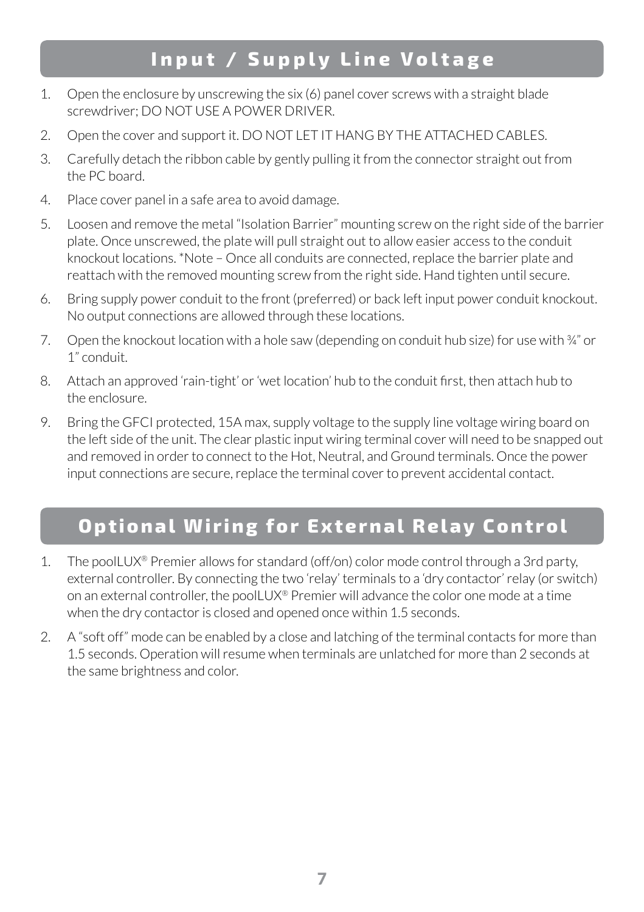## Input / Supply Line Voltage

1. Open the enclosure by unscrewing the six (6) panel cover screws with a straight blade screwdriver; DO NOT USE A POWER DRIVER.
2. Open the cover and support it. DO NOT LET IT HANG BY THE ATTACHED CABLES.
3. Carefully detach the ribbon cable by gently pulling it from the connector straight out from the PC board.
4. Place cover panel in a safe area to avoid damage.
5. Loosen and remove the metal "Isolation Barrier" mounting screw on the right side of the barrier plate. Once unscrewed, the plate will pull straight out to allow easier access to the conduit knockout locations. *Note – Once all conduits are connected, replace the barrier plate and reattach with the removed mounting screw from the right side. Hand tighten until secure.
6. Bring supply power conduit to the front (preferred) or back left input power conduit knockout. No output connections are allowed through these locations.
7. Open the knockout location with a hole saw (depending on conduit hub size) for use with ¾" or 1" conduit.
8. Attach an approved 'rain-tight' or 'wet location' hub to the conduit first, then attach hub to the enclosure.
9. Bring the GFCI protected, 15A max, supply voltage to the supply line voltage wiring board on the left side of the unit. The clear plastic input wiring terminal cover will need to be snapped out and removed in order to connect to the Hot, Neutral, and Ground terminals. Once the power input connections are secure, replace the terminal cover to prevent accidental contact.

## Optional Wiring for External Relay Control

1. The poolLUX® Premier allows for standard (off/on) color mode control through a 3rd party, external controller. By connecting the two 'relay' terminals to a 'dry contactor' relay (or switch) on an external controller, the poolLUX® Premier will advance the color one mode at a time when the dry contactor is closed and opened once within 1.5 seconds.
2. A "soft off" mode can be enabled by a close and latching of the terminal contacts for more than 1.5 seconds. Operation will resume when terminals are unlatched for more than 2 seconds at the same brightness and color.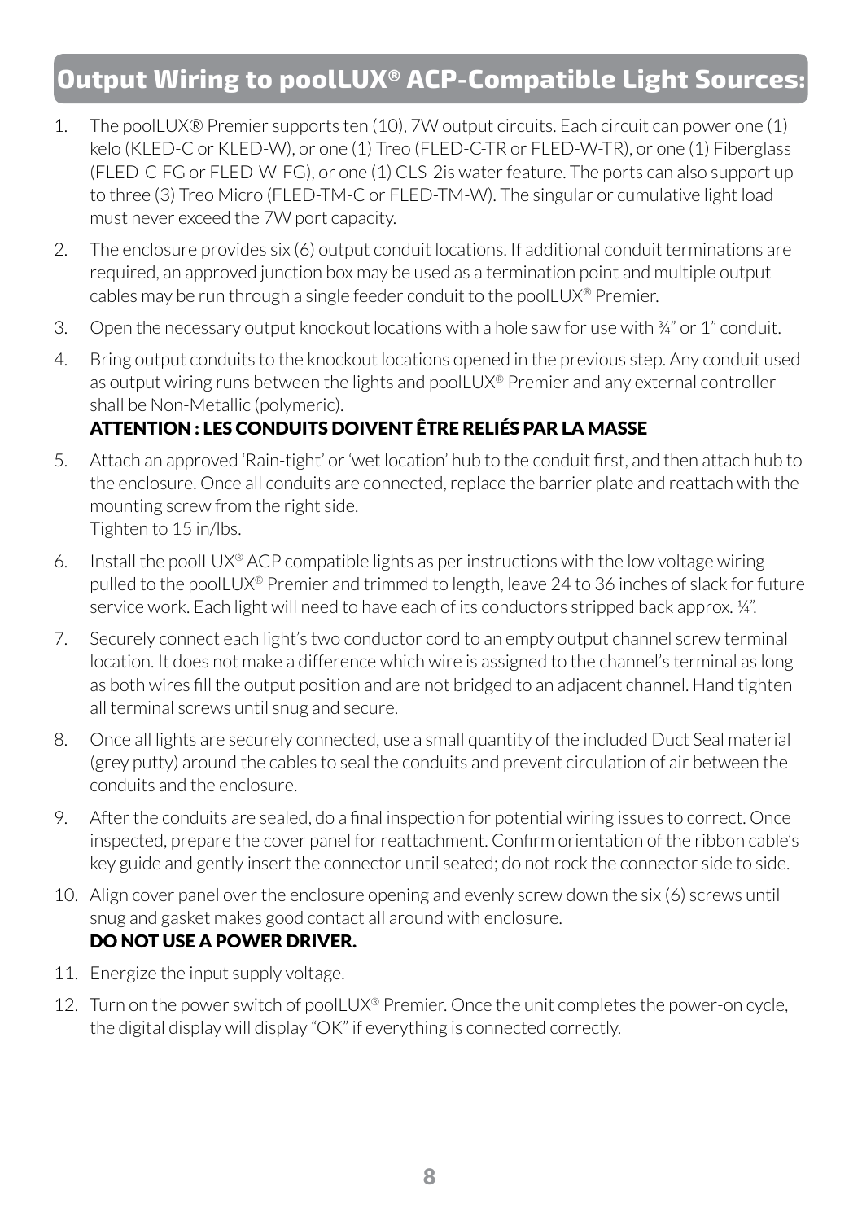## Output Wiring to poolLUX® ACP-Compatible Light Sources:

1. The poolLUX® Premier supports ten (10), 7W output circuits. Each circuit can power one (1) kelo (KLED-C or KLED-W), or one (1) Treo (FLED-C-TR or FLED-W-TR), or one (1) Fiberglass (FLED-C-FG or FLED-W-FG), or one (1) CLS-2is water feature. The ports can also support up to three (3) Treo Micro (FLED-TM-C or FLED-TM-W). The singular or cumulative light load must never exceed the 7W port capacity.
2. The enclosure provides six (6) output conduit locations. If additional conduit terminations are required, an approved junction box may be used as a termination point and multiple output cables may be run through a single feeder conduit to the poolLUX® Premier.
3. Open the necessary output knockout locations with a hole saw for use with ¾" or 1" conduit.
4. Bring output conduits to the knockout locations opened in the previous step. Any conduit used as output wiring runs between the lights and poolLUX® Premier and any external controller shall be Non-Metallic (polymeric).
   **ATTENTION : LES CONDUITS DOIVENT ÊTRE RELIÉS PAR LA MASSE**
5. Attach an approved 'Rain-tight' or 'wet location' hub to the conduit first, and then attach hub to the enclosure. Once all conduits are connected, replace the barrier plate and reattach with the mounting screw from the right side.
   Tighten to 15 in/lbs.
6. Install the poolLUX® ACP compatible lights as per instructions with the low voltage wiring pulled to the poolLUX® Premier and trimmed to length, leave 24 to 36 inches of slack for future service work. Each light will need to have each of its conductors stripped back approx. ¼".
7. Securely connect each light's two conductor cord to an empty output channel screw terminal location. It does not make a difference which wire is assigned to the channel's terminal as long as both wires fill the output position and are not bridged to an adjacent channel. Hand tighten all terminal screws until snug and secure.
8. Once all lights are securely connected, use a small quantity of the included Duct Seal material (grey putty) around the cables to seal the conduits and prevent circulation of air between the conduits and the enclosure.
9. After the conduits are sealed, do a final inspection for potential wiring issues to correct. Once inspected, prepare the cover panel for reattachment. Confirm orientation of the ribbon cable's key guide and gently insert the connector until seated; do not rock the connector side to side.
10. Align cover panel over the enclosure opening and evenly screw down the six (6) screws until snug and gasket makes good contact all around with enclosure.
    **DO NOT USE A POWER DRIVER.**
11. Energize the input supply voltage.
12. Turn on the power switch of poolLUX® Premier. Once the unit completes the power-on cycle, the digital display will display "OK" if everything is connected correctly.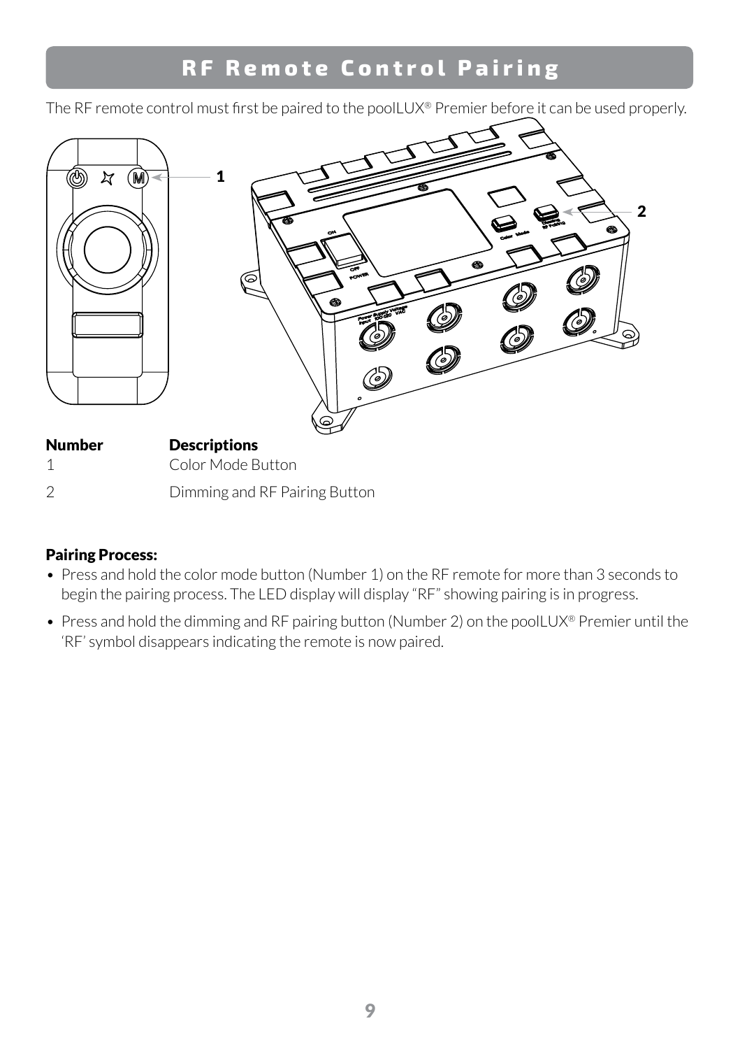# RF Remote Control Pairing

The RF remote control must first be paired to the poolLUX® Premier before it can be used properly.

| Number | Descriptions |
| --- | --- |
| 1 | Color Mode Button |
| 2 | Dimming and RF Pairing Button |

**Pairing Process:**

- Press and hold the color mode button (Number 1) on the RF remote for more than 3 seconds to begin the pairing process. The LED display will display "RF" showing pairing is in progress.
- Press and hold the dimming and RF pairing button (Number 2) on the poolLUX® Premier until the 'RF' symbol disappears indicating the remote is now paired.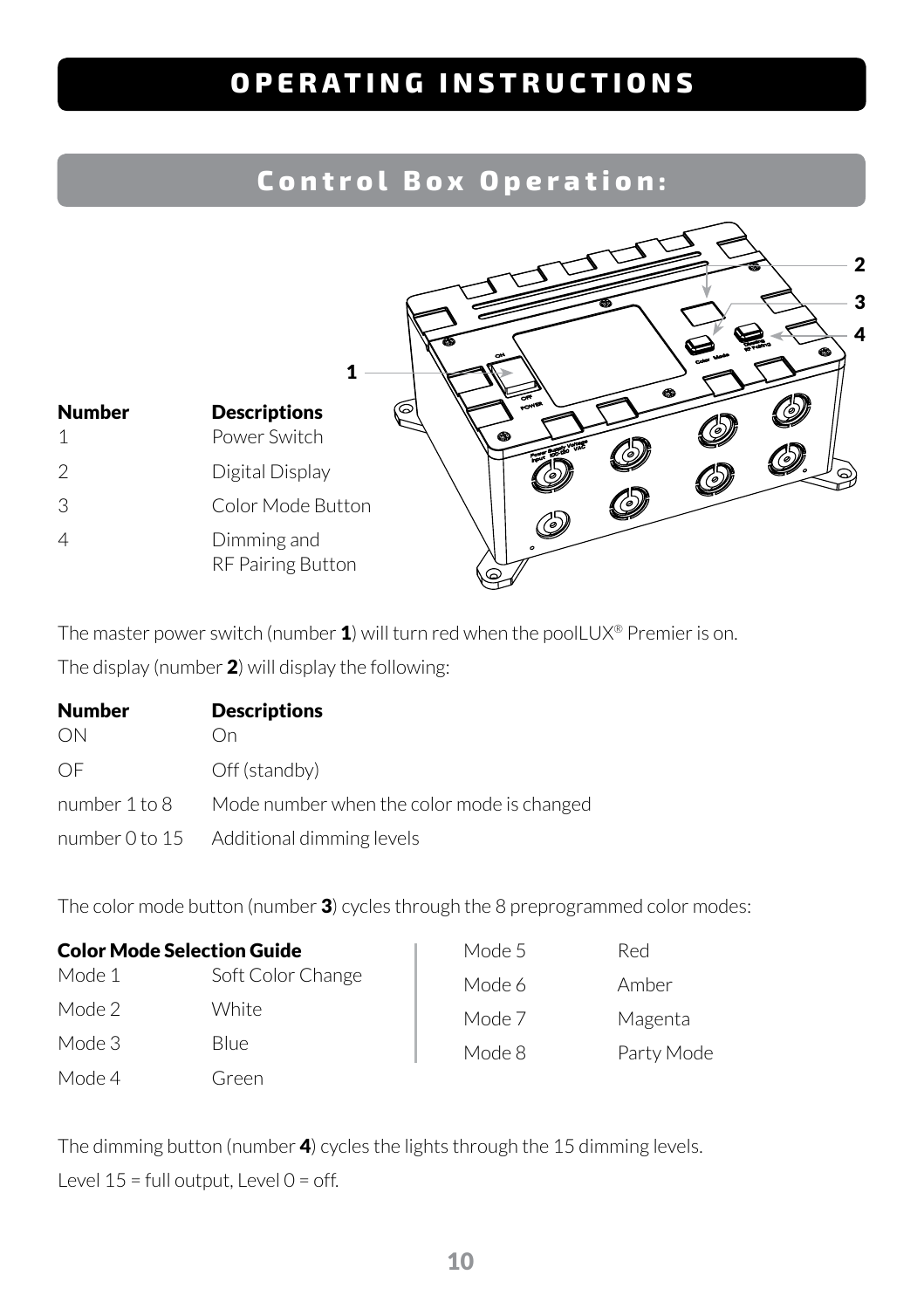# OPERATING INSTRUCTIONS

## Control Box Operation:

| Number | Descriptions |
|---|---|
| 1 | Power Switch |
| 2 | Digital Display |
| 3 | Color Mode Button |
| 4 | Dimming and RF Pairing Button |

The master power switch (number **1**) will turn red when the poolLUX® Premier is on.

The display (number **2**) will display the following:

| Number | Descriptions |
|---|---|
| ON | On |
| OF | Off (standby) |
| number 1 to 8 | Mode number when the color mode is changed |
| number 0 to 15 | Additional dimming levels |

The color mode button (number **3**) cycles through the 8 preprogrammed color modes:

**Color Mode Selection Guide**

| Mode | Color |
|---|---|
| Mode 1 | Soft Color Change |
| Mode 2 | White |
| Mode 3 | Blue |
| Mode 4 | Green |
| Mode 5 | Red |
| Mode 6 | Amber |
| Mode 7 | Magenta |
| Mode 8 | Party Mode |

The dimming button (number **4**) cycles the lights through the 15 dimming levels.

Level 15 = full output, Level 0 = off.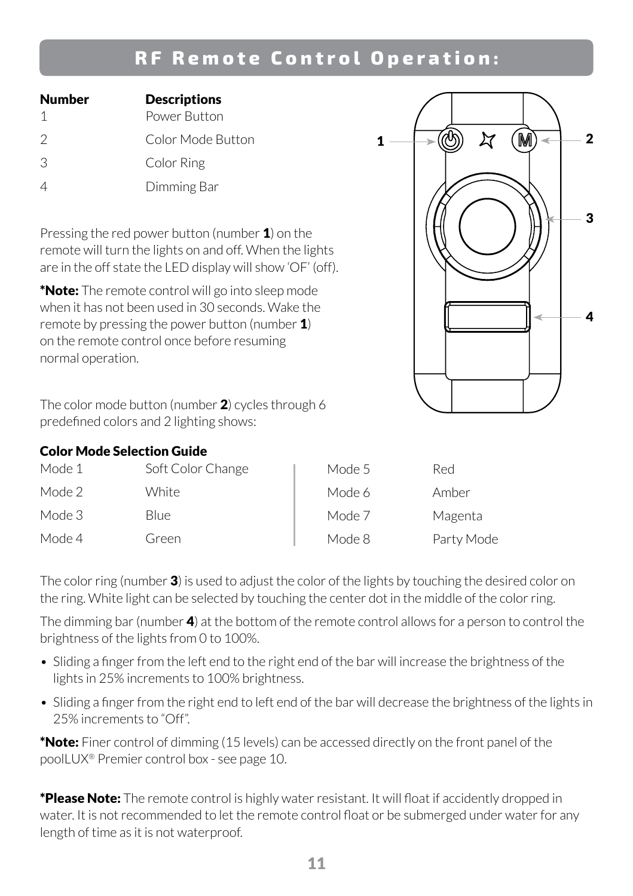# RF Remote Control Operation:

| Number | Descriptions |
| --- | --- |
| 1 | Power Button |
| 2 | Color Mode Button |
| 3 | Color Ring |
| 4 | Dimming Bar |

Pressing the red power button (number **1**) on the remote will turn the lights on and off. When the lights are in the off state the LED display will show 'OF' (off).

***Note:** The remote control will go into sleep mode when it has not been used in 30 seconds. Wake the remote by pressing the power button (number **1**) on the remote control once before resuming normal operation.

The color mode button (number **2**) cycles through 6 predefined colors and 2 lighting shows:

**Color Mode Selection Guide**

| Mode | Color | Mode | Color |
| --- | --- | --- | --- |
| Mode 1 | Soft Color Change | Mode 5 | Red |
| Mode 2 | White | Mode 6 | Amber |
| Mode 3 | Blue | Mode 7 | Magenta |
| Mode 4 | Green | Mode 8 | Party Mode |

The color ring (number **3**) is used to adjust the color of the lights by touching the desired color on the ring. White light can be selected by touching the center dot in the middle of the color ring.

The dimming bar (number **4**) at the bottom of the remote control allows for a person to control the brightness of the lights from 0 to 100%.

- Sliding a finger from the left end to the right end of the bar will increase the brightness of the lights in 25% increments to 100% brightness.
- Sliding a finger from the right end to left end of the bar will decrease the brightness of the lights in 25% increments to "Off".

***Note:** Finer control of dimming (15 levels) can be accessed directly on the front panel of the poolLUX® Premier control box - see page 10.

***Please Note:** The remote control is highly water resistant. It will float if accidently dropped in water. It is not recommended to let the remote control float or be submerged under water for any length of time as it is not waterproof.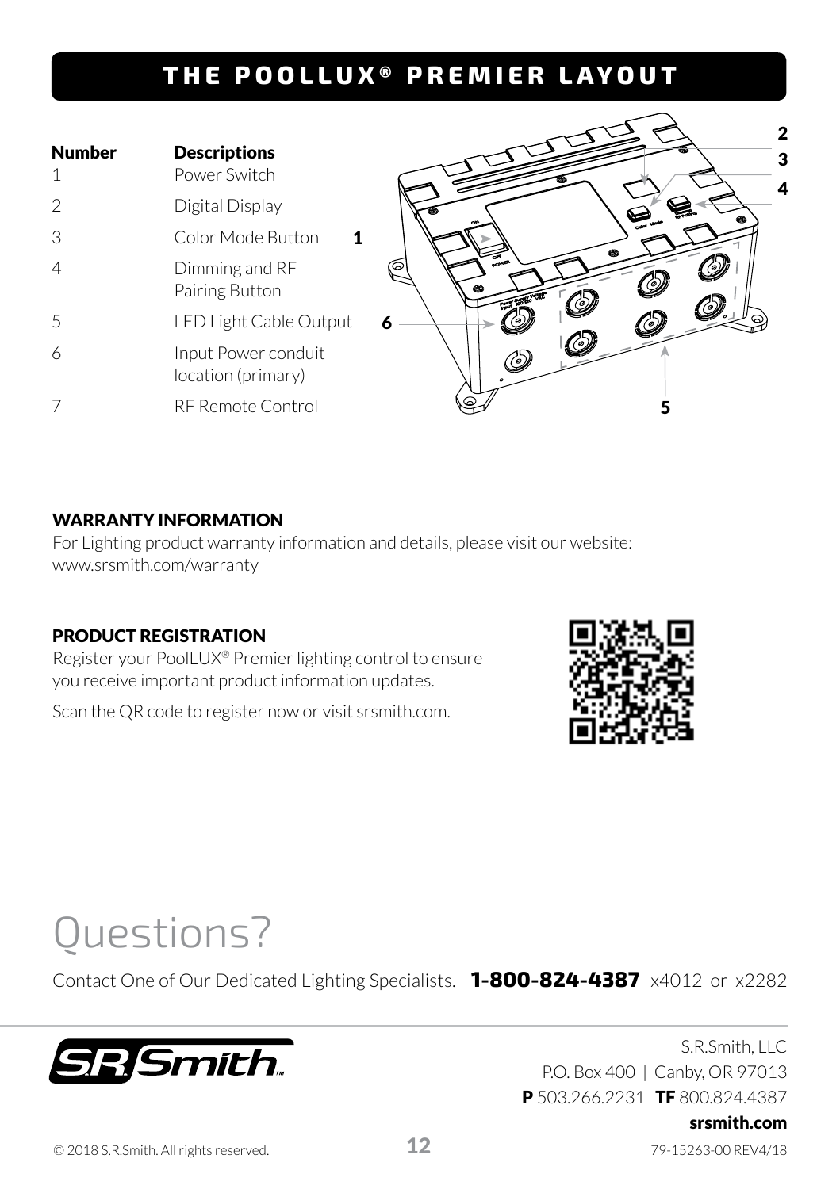# THE POOLLUX® PREMIER LAYOUT

| Number | Descriptions |
| --- | --- |
| 1 | Power Switch |
| 2 | Digital Display |
| 3 | Color Mode Button |
| 4 | Dimming and RF Pairing Button |
| 5 | LED Light Cable Output |
| 6 | Input Power conduit location (primary) |
| 7 | RF Remote Control |

1
2
3
4
5
6

### WARRANTY INFORMATION

For Lighting product warranty information and details, please visit our website: www.srsmith.com/warranty

### PRODUCT REGISTRATION

Register your PoolLUX® Premier lighting control to ensure you receive important product information updates.

Scan the QR code to register now or visit srsmith.com.

# Questions?

Contact One of Our Dedicated Lighting Specialists. **1-800-824-4387** x4012 or x2282

S.R.Smith, LLC
P.O. Box 400 | Canby, OR 97013
**P** 503.266.2231 **TF** 800.824.4387
**srsmith.com**

© 2018 S.R.Smith. All rights reserved.

79-15263-00 REV4/18